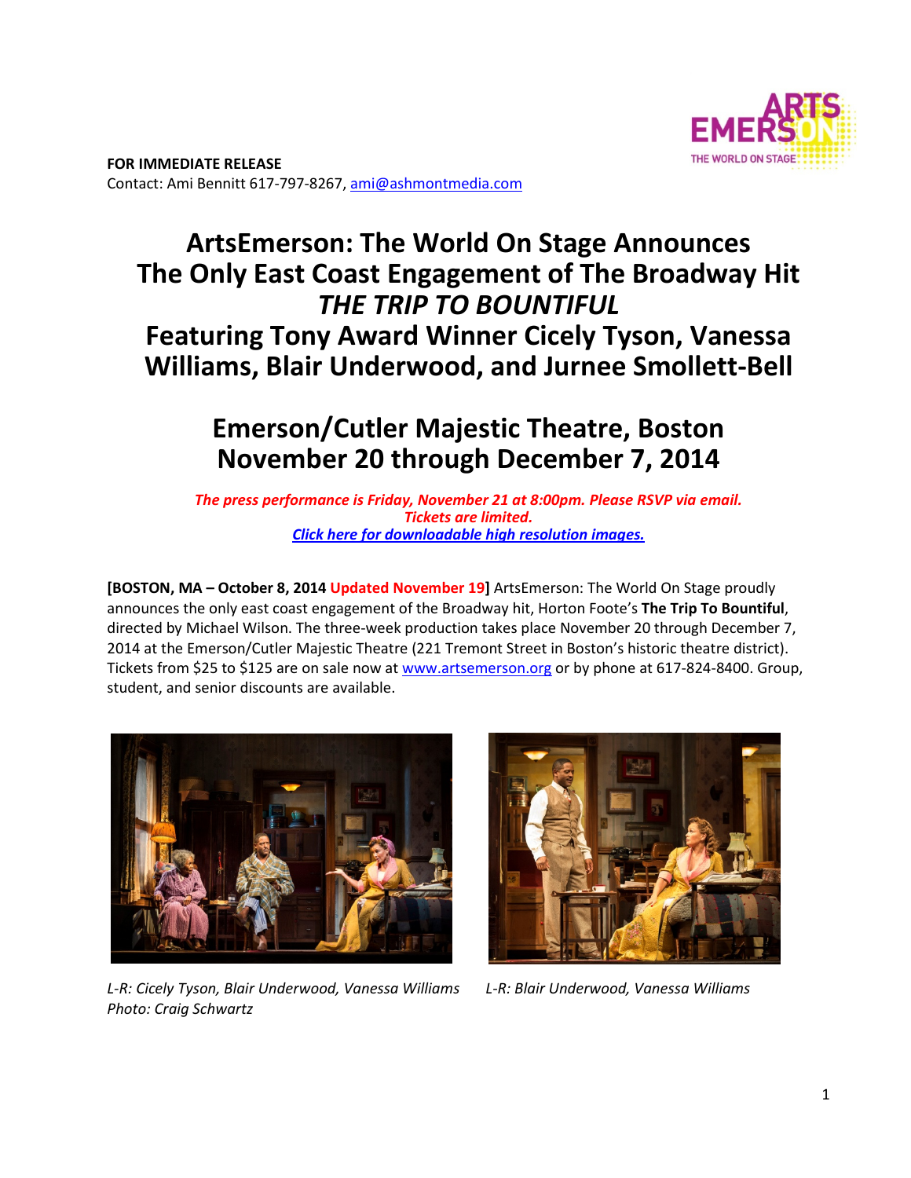**FOR IMMEDIATE RELEASE**
Contact: Ami Bennitt 617-797-8267, ami@ashmontmedia.com

# ArtsEmerson: The World On Stage Announces The Only East Coast Engagement of The Broadway Hit *THE TRIP TO BOUNTIFUL* Featuring Tony Award Winner Cicely Tyson, Vanessa Williams, Blair Underwood, and Jurnee Smollett-Bell

## Emerson/Cutler Majestic Theatre, Boston November 20 through December 7, 2014

***The press performance is Friday, November 21 at 8:00pm. Please RSVP via email. Tickets are limited.***
***Click here for downloadable high resolution images.***

**[BOSTON, MA – October 8, 2014 Updated November 19]** ArtsEmerson: The World On Stage proudly announces the only east coast engagement of the Broadway hit, Horton Foote's **The Trip To Bountiful**, directed by Michael Wilson. The three-week production takes place November 20 through December 7, 2014 at the Emerson/Cutler Majestic Theatre (221 Tremont Street in Boston's historic theatre district). Tickets from $25 to $125 are on sale now at www.artsemerson.org or by phone at 617-824-8400. Group, student, and senior discounts are available.

*L-R: Cicely Tyson, Blair Underwood, Vanessa Williams*
*Photo: Craig Schwartz*

*L-R: Blair Underwood, Vanessa Williams*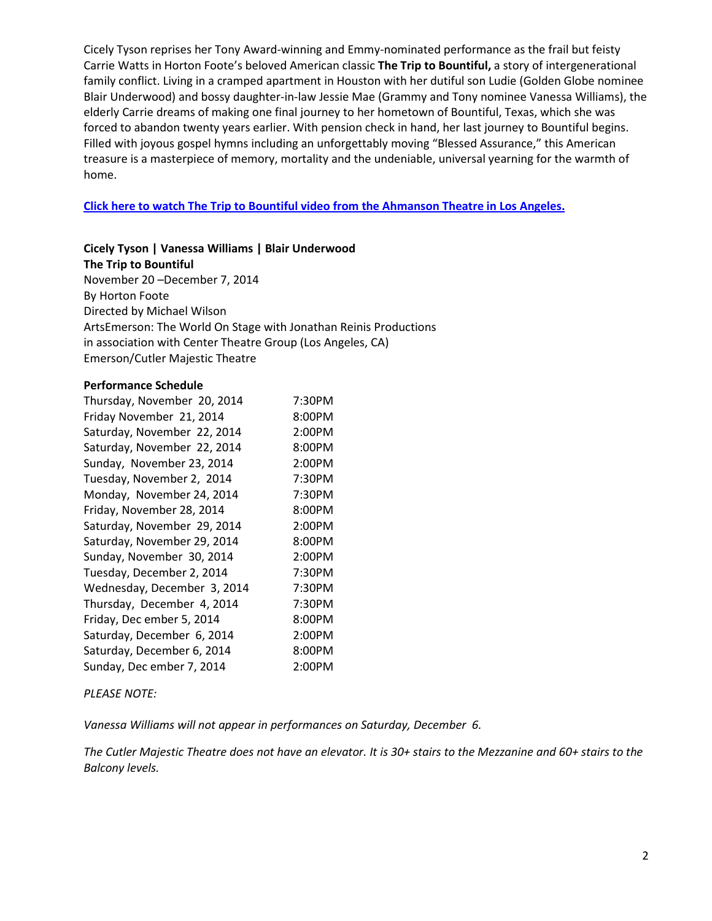Cicely Tyson reprises her Tony Award-winning and Emmy-nominated performance as the frail but feisty Carrie Watts in Horton Foote's beloved American classic **The Trip to Bountiful,** a story of intergenerational family conflict. Living in a cramped apartment in Houston with her dutiful son Ludie (Golden Globe nominee Blair Underwood) and bossy daughter-in-law Jessie Mae (Grammy and Tony nominee Vanessa Williams), the elderly Carrie dreams of making one final journey to her hometown of Bountiful, Texas, which she was forced to abandon twenty years earlier. With pension check in hand, her last journey to Bountiful begins. Filled with joyous gospel hymns including an unforgettably moving "Blessed Assurance," this American treasure is a masterpiece of memory, mortality and the undeniable, universal yearning for the warmth of home.

**Click here to watch The Trip to Bountiful video from the Ahmanson Theatre in Los Angeles.**

**Cicely Tyson | Vanessa Williams | Blair Underwood**
**The Trip to Bountiful**
November 20 –December 7, 2014
By Horton Foote
Directed by Michael Wilson
ArtsEmerson: The World On Stage with Jonathan Reinis Productions
in association with Center Theatre Group (Los Angeles, CA)
Emerson/Cutler Majestic Theatre

**Performance Schedule**

| | |
|---|---|
| Thursday, November 20, 2014 | 7:30PM |
| Friday November 21, 2014 | 8:00PM |
| Saturday, November 22, 2014 | 2:00PM |
| Saturday, November 22, 2014 | 8:00PM |
| Sunday, November 23, 2014 | 2:00PM |
| Tuesday, November 2, 2014 | 7:30PM |
| Monday, November 24, 2014 | 7:30PM |
| Friday, November 28, 2014 | 8:00PM |
| Saturday, November 29, 2014 | 2:00PM |
| Saturday, November 29, 2014 | 8:00PM |
| Sunday, November 30, 2014 | 2:00PM |
| Tuesday, December 2, 2014 | 7:30PM |
| Wednesday, December 3, 2014 | 7:30PM |
| Thursday, December 4, 2014 | 7:30PM |
| Friday, Dec ember 5, 2014 | 8:00PM |
| Saturday, December 6, 2014 | 2:00PM |
| Saturday, December 6, 2014 | 8:00PM |
| Sunday, Dec ember 7, 2014 | 2:00PM |

*PLEASE NOTE:*

*Vanessa Williams will not appear in performances on Saturday, December 6.*

*The Cutler Majestic Theatre does not have an elevator. It is 30+ stairs to the Mezzanine and 60+ stairs to the Balcony levels.*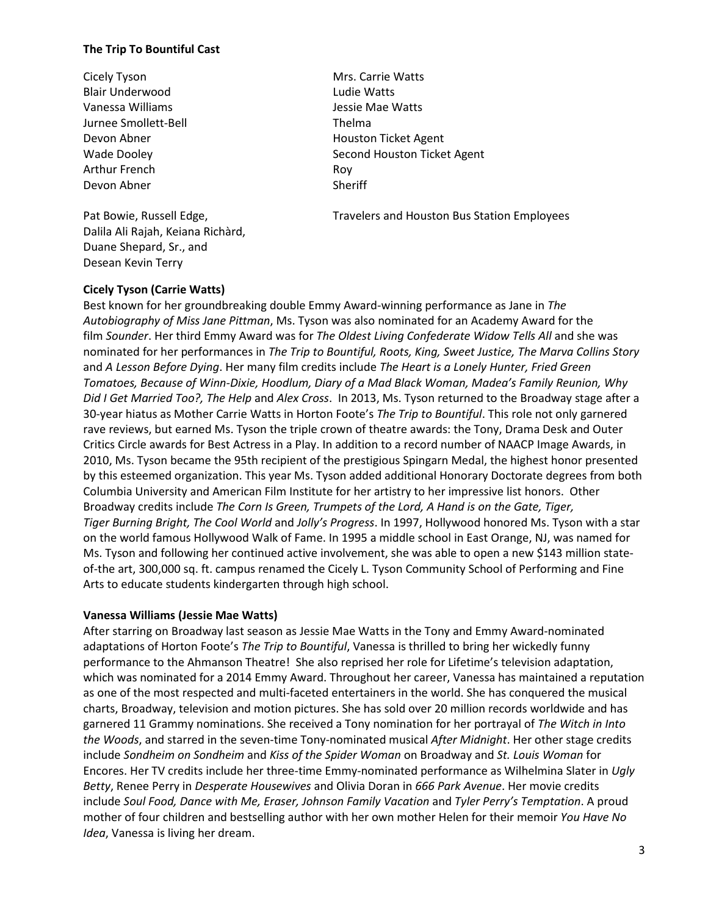**The Trip To Bountiful Cast**

| | |
|---|---|
| Cicely Tyson | Mrs. Carrie Watts |
| Blair Underwood | Ludie Watts |
| Vanessa Williams | Jessie Mae Watts |
| Jurnee Smollett-Bell | Thelma |
| Devon Abner | Houston Ticket Agent |
| Wade Dooley | Second Houston Ticket Agent |
| Arthur French | Roy |
| Devon Abner | Sheriff |
| Pat Bowie, Russell Edge, Dalila Ali Rajah, Keiana Richàrd, Duane Shepard, Sr., and Desean Kevin Terry | Travelers and Houston Bus Station Employees |

**Cicely Tyson (Carrie Watts)**

Best known for her groundbreaking double Emmy Award-winning performance as Jane in *The Autobiography of Miss Jane Pittman*, Ms. Tyson was also nominated for an Academy Award for the film *Sounder*. Her third Emmy Award was for *The Oldest Living Confederate Widow Tells All* and she was nominated for her performances in *The Trip to Bountiful, Roots, King, Sweet Justice, The Marva Collins Story* and *A Lesson Before Dying*. Her many film credits include *The Heart is a Lonely Hunter, Fried Green Tomatoes, Because of Winn-Dixie, Hoodlum, Diary of a Mad Black Woman, Madea's Family Reunion, Why Did I Get Married Too?, The Help* and *Alex Cross*. In 2013, Ms. Tyson returned to the Broadway stage after a 30-year hiatus as Mother Carrie Watts in Horton Foote's *The Trip to Bountiful*. This role not only garnered rave reviews, but earned Ms. Tyson the triple crown of theatre awards: the Tony, Drama Desk and Outer Critics Circle awards for Best Actress in a Play. In addition to a record number of NAACP Image Awards, in 2010, Ms. Tyson became the 95th recipient of the prestigious Spingarn Medal, the highest honor presented by this esteemed organization. This year Ms. Tyson added additional Honorary Doctorate degrees from both Columbia University and American Film Institute for her artistry to her impressive list honors. Other Broadway credits include *The Corn Is Green, Trumpets of the Lord, A Hand is on the Gate, Tiger, Tiger Burning Bright, The Cool World* and *Jolly's Progress*. In 1997, Hollywood honored Ms. Tyson with a star on the world famous Hollywood Walk of Fame. In 1995 a middle school in East Orange, NJ, was named for Ms. Tyson and following her continued active involvement, she was able to open a new $143 million state-of-the art, 300,000 sq. ft. campus renamed the Cicely L. Tyson Community School of Performing and Fine Arts to educate students kindergarten through high school.

**Vanessa Williams (Jessie Mae Watts)**

After starring on Broadway last season as Jessie Mae Watts in the Tony and Emmy Award-nominated adaptations of Horton Foote's *The Trip to Bountiful*, Vanessa is thrilled to bring her wickedly funny performance to the Ahmanson Theatre! She also reprised her role for Lifetime's television adaptation, which was nominated for a 2014 Emmy Award. Throughout her career, Vanessa has maintained a reputation as one of the most respected and multi-faceted entertainers in the world. She has conquered the musical charts, Broadway, television and motion pictures. She has sold over 20 million records worldwide and has garnered 11 Grammy nominations. She received a Tony nomination for her portrayal of *The Witch in Into the Woods*, and starred in the seven-time Tony-nominated musical *After Midnight*. Her other stage credits include *Sondheim on Sondheim* and *Kiss of the Spider Woman* on Broadway and *St. Louis Woman* for Encores. Her TV credits include her three-time Emmy-nominated performance as Wilhelmina Slater in *Ugly Betty*, Renee Perry in *Desperate Housewives* and Olivia Doran in *666 Park Avenue*. Her movie credits include *Soul Food, Dance with Me, Eraser, Johnson Family Vacation* and *Tyler Perry's Temptation*. A proud mother of four children and bestselling author with her own mother Helen for their memoir *You Have No Idea*, Vanessa is living her dream.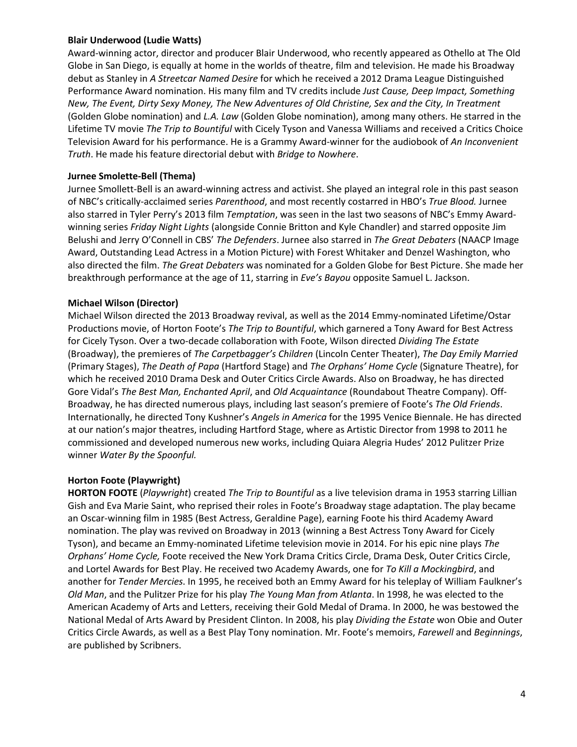**Blair Underwood (Ludie Watts)**

Award-winning actor, director and producer Blair Underwood, who recently appeared as Othello at The Old Globe in San Diego, is equally at home in the worlds of theatre, film and television. He made his Broadway debut as Stanley in *A Streetcar Named Desire* for which he received a 2012 Drama League Distinguished Performance Award nomination. His many film and TV credits include *Just Cause, Deep Impact, Something New, The Event, Dirty Sexy Money, The New Adventures of Old Christine, Sex and the City, In Treatment* (Golden Globe nomination) and *L.A. Law* (Golden Globe nomination), among many others. He starred in the Lifetime TV movie *The Trip to Bountiful* with Cicely Tyson and Vanessa Williams and received a Critics Choice Television Award for his performance. He is a Grammy Award-winner for the audiobook of *An Inconvenient Truth*. He made his feature directorial debut with *Bridge to Nowhere*.

**Jurnee Smolette-Bell (Thema)**

Jurnee Smollett-Bell is an award-winning actress and activist. She played an integral role in this past season of NBC's critically-acclaimed series *Parenthood*, and most recently costarred in HBO's *True Blood.* Jurnee also starred in Tyler Perry's 2013 film *Temptation*, was seen in the last two seasons of NBC's Emmy Award-winning series *Friday Night Lights* (alongside Connie Britton and Kyle Chandler) and starred opposite Jim Belushi and Jerry O'Connell in CBS' *The Defenders*. Jurnee also starred in *The Great Debaters* (NAACP Image Award, Outstanding Lead Actress in a Motion Picture) with Forest Whitaker and Denzel Washington, who also directed the film. *The Great Debaters* was nominated for a Golden Globe for Best Picture. She made her breakthrough performance at the age of 11, starring in *Eve's Bayou* opposite Samuel L. Jackson.

**Michael Wilson (Director)**

Michael Wilson directed the 2013 Broadway revival, as well as the 2014 Emmy-nominated Lifetime/Ostar Productions movie, of Horton Foote's *The Trip to Bountiful*, which garnered a Tony Award for Best Actress for Cicely Tyson. Over a two-decade collaboration with Foote, Wilson directed *Dividing The Estate* (Broadway), the premieres of *The Carpetbagger's Children* (Lincoln Center Theater), *The Day Emily Married* (Primary Stages), *The Death of Papa* (Hartford Stage) and *The Orphans' Home Cycle* (Signature Theatre), for which he received 2010 Drama Desk and Outer Critics Circle Awards. Also on Broadway, he has directed Gore Vidal's *The Best Man, Enchanted April*, and *Old Acquaintance* (Roundabout Theatre Company). Off-Broadway, he has directed numerous plays, including last season's premiere of Foote's *The Old Friends*. Internationally, he directed Tony Kushner's *Angels in America* for the 1995 Venice Biennale. He has directed at our nation's major theatres, including Hartford Stage, where as Artistic Director from 1998 to 2011 he commissioned and developed numerous new works, including Quiara Alegria Hudes' 2012 Pulitzer Prize winner *Water By the Spoonful.*

**Horton Foote (Playwright)**

**HORTON FOOTE** (*Playwright*) created *The Trip to Bountiful* as a live television drama in 1953 starring Lillian Gish and Eva Marie Saint, who reprised their roles in Foote's Broadway stage adaptation. The play became an Oscar-winning film in 1985 (Best Actress, Geraldine Page), earning Foote his third Academy Award nomination. The play was revived on Broadway in 2013 (winning a Best Actress Tony Award for Cicely Tyson), and became an Emmy-nominated Lifetime television movie in 2014. For his epic nine plays *The Orphans' Home Cycle,* Foote received the New York Drama Critics Circle, Drama Desk, Outer Critics Circle, and Lortel Awards for Best Play. He received two Academy Awards, one for *To Kill a Mockingbird*, and another for *Tender Mercies*. In 1995, he received both an Emmy Award for his teleplay of William Faulkner's *Old Man*, and the Pulitzer Prize for his play *The Young Man from Atlanta*. In 1998, he was elected to the American Academy of Arts and Letters, receiving their Gold Medal of Drama. In 2000, he was bestowed the National Medal of Arts Award by President Clinton. In 2008, his play *Dividing the Estate* won Obie and Outer Critics Circle Awards, as well as a Best Play Tony nomination. Mr. Foote's memoirs, *Farewell* and *Beginnings*, are published by Scribners.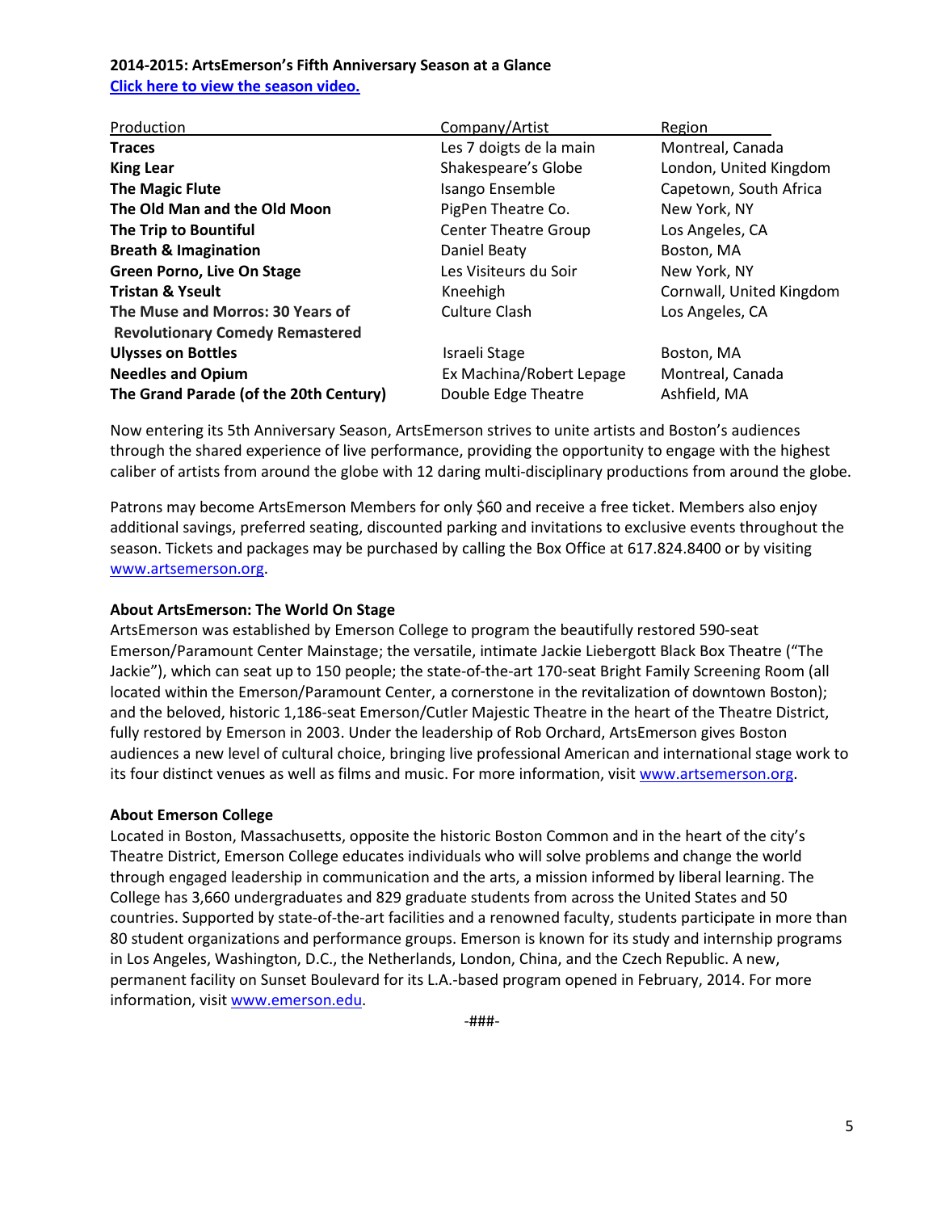**2014-2015: ArtsEmerson's Fifth Anniversary Season at a Glance**

[Click here to view the season video.]

| Production | Company/Artist | Region |
|---|---|---|
| **Traces** | Les 7 doigts de la main | Montreal, Canada |
| **King Lear** | Shakespeare's Globe | London, United Kingdom |
| **The Magic Flute** | Isango Ensemble | Capetown, South Africa |
| **The Old Man and the Old Moon** | PigPen Theatre Co. | New York, NY |
| **The Trip to Bountiful** | Center Theatre Group | Los Angeles, CA |
| **Breath & Imagination** | Daniel Beaty | Boston, MA |
| **Green Porno, Live On Stage** | Les Visiteurs du Soir | New York, NY |
| **Tristan & Yseult** | Kneehigh | Cornwall, United Kingdom |
| **The Muse and Morros: 30 Years of Revolutionary Comedy Remastered** | Culture Clash | Los Angeles, CA |
| **Ulysses on Bottles** | Israeli Stage | Boston, MA |
| **Needles and Opium** | Ex Machina/Robert Lepage | Montreal, Canada |
| **The Grand Parade (of the 20th Century)** | Double Edge Theatre | Ashfield, MA |

Now entering its 5th Anniversary Season, ArtsEmerson strives to unite artists and Boston's audiences through the shared experience of live performance, providing the opportunity to engage with the highest caliber of artists from around the globe with 12 daring multi-disciplinary productions from around the globe.

Patrons may become ArtsEmerson Members for only $60 and receive a free ticket. Members also enjoy additional savings, preferred seating, discounted parking and invitations to exclusive events throughout the season. Tickets and packages may be purchased by calling the Box Office at 617.824.8400 or by visiting www.artsemerson.org.

**About ArtsEmerson: The World On Stage**

ArtsEmerson was established by Emerson College to program the beautifully restored 590-seat Emerson/Paramount Center Mainstage; the versatile, intimate Jackie Liebergott Black Box Theatre ("The Jackie"), which can seat up to 150 people; the state-of-the-art 170-seat Bright Family Screening Room (all located within the Emerson/Paramount Center, a cornerstone in the revitalization of downtown Boston); and the beloved, historic 1,186-seat Emerson/Cutler Majestic Theatre in the heart of the Theatre District, fully restored by Emerson in 2003. Under the leadership of Rob Orchard, ArtsEmerson gives Boston audiences a new level of cultural choice, bringing live professional American and international stage work to its four distinct venues as well as films and music. For more information, visit www.artsemerson.org.

**About Emerson College**

Located in Boston, Massachusetts, opposite the historic Boston Common and in the heart of the city's Theatre District, Emerson College educates individuals who will solve problems and change the world through engaged leadership in communication and the arts, a mission informed by liberal learning. The College has 3,660 undergraduates and 829 graduate students from across the United States and 50 countries. Supported by state-of-the-art facilities and a renowned faculty, students participate in more than 80 student organizations and performance groups. Emerson is known for its study and internship programs in Los Angeles, Washington, D.C., the Netherlands, London, China, and the Czech Republic. A new, permanent facility on Sunset Boulevard for its L.A.-based program opened in February, 2014. For more information, visit www.emerson.edu.

-###-